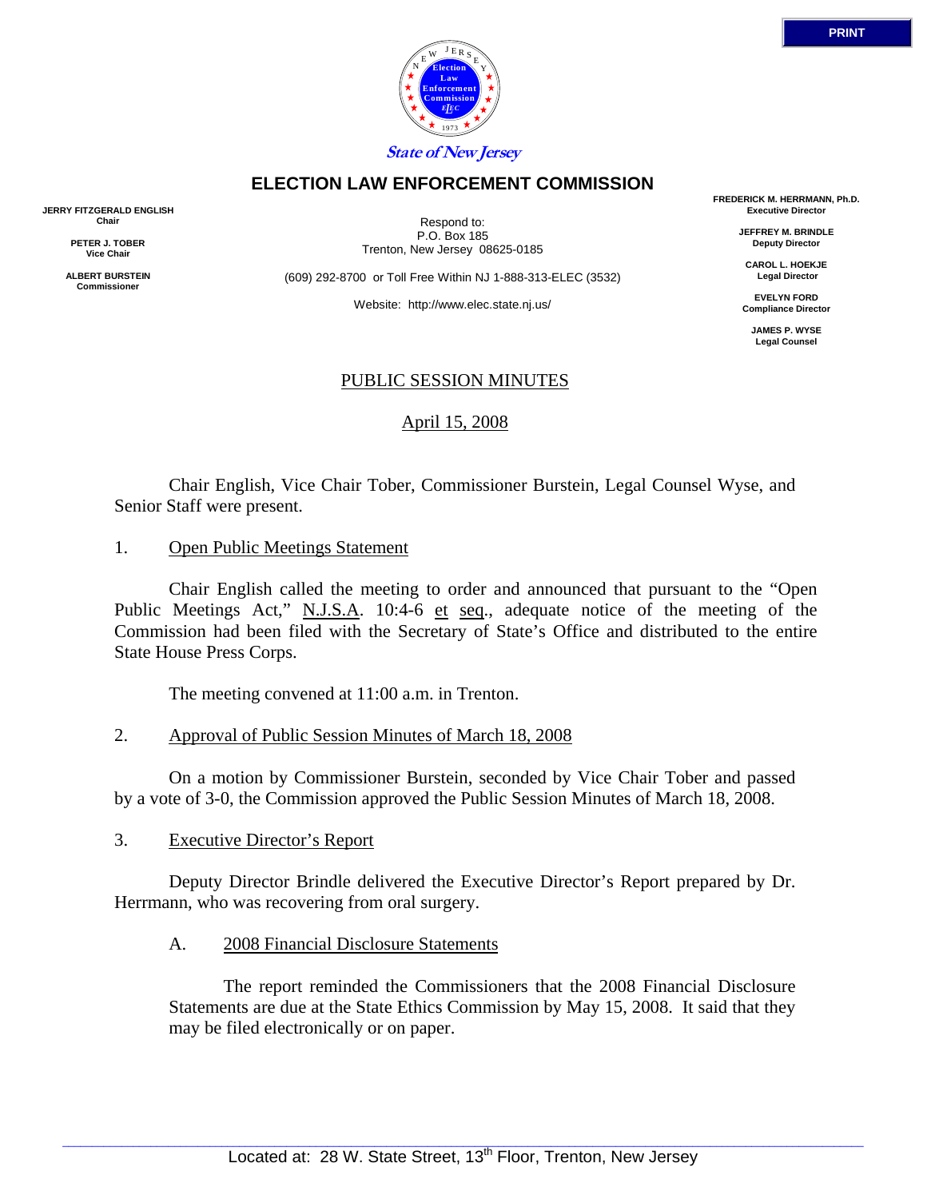PRINT

State of New Jersey

# ELECTION LAW ENFORCEMENT COMMISSION

**JERRY FITZGERALD ENGLISH**
**Chair**

**PETER J. TOBER**
**Vice Chair**

**ALBERT BURSTEIN**
**Commissioner**

Respond to:
P.O. Box 185
Trenton, New Jersey 08625-0185

(609) 292-8700 or Toll Free Within NJ 1-888-313-ELEC (3532)

Website: http://www.elec.state.nj.us/

**FREDERICK M. HERRMANN, Ph.D.**
**Executive Director**

**JEFFREY M. BRINDLE**
**Deputy Director**

**CAROL L. HOEKJE**
**Legal Director**

**EVELYN FORD**
**Compliance Director**

**JAMES P. WYSE**
**Legal Counsel**

## PUBLIC SESSION MINUTES

April 15, 2008

Chair English, Vice Chair Tober, Commissioner Burstein, Legal Counsel Wyse, and Senior Staff were present.

1. Open Public Meetings Statement

Chair English called the meeting to order and announced that pursuant to the "Open Public Meetings Act," N.J.S.A. 10:4-6 et seq., adequate notice of the meeting of the Commission had been filed with the Secretary of State's Office and distributed to the entire State House Press Corps.

The meeting convened at 11:00 a.m. in Trenton.

2. Approval of Public Session Minutes of March 18, 2008

On a motion by Commissioner Burstein, seconded by Vice Chair Tober and passed by a vote of 3-0, the Commission approved the Public Session Minutes of March 18, 2008.

3. Executive Director's Report

Deputy Director Brindle delivered the Executive Director's Report prepared by Dr. Herrmann, who was recovering from oral surgery.

A. 2008 Financial Disclosure Statements

The report reminded the Commissioners that the 2008 Financial Disclosure Statements are due at the State Ethics Commission by May 15, 2008. It said that they may be filed electronically or on paper.

Located at: 28 W. State Street, 13th Floor, Trenton, New Jersey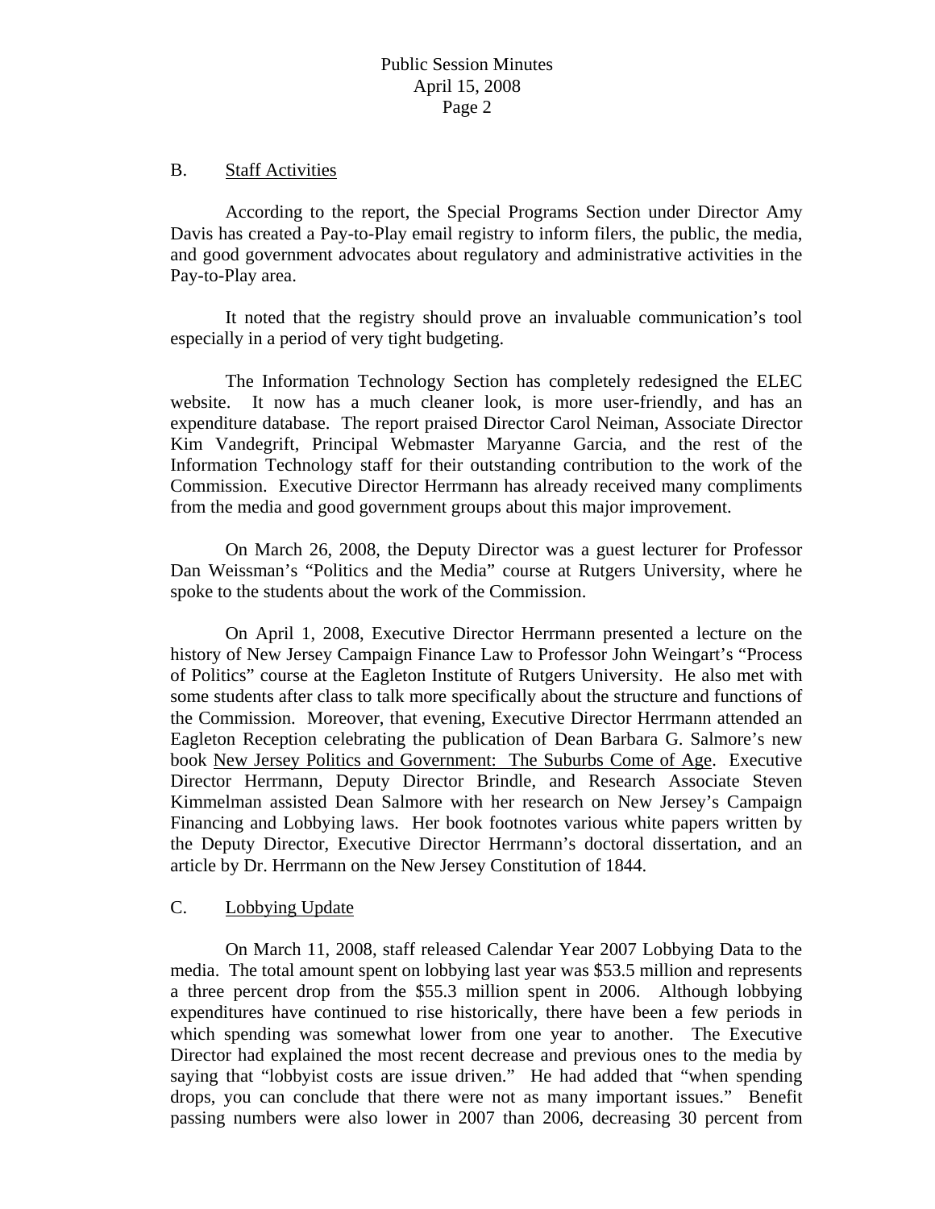## B. Staff Activities

According to the report, the Special Programs Section under Director Amy Davis has created a Pay-to-Play email registry to inform filers, the public, the media, and good government advocates about regulatory and administrative activities in the Pay-to-Play area.

It noted that the registry should prove an invaluable communication's tool especially in a period of very tight budgeting.

The Information Technology Section has completely redesigned the ELEC website. It now has a much cleaner look, is more user-friendly, and has an expenditure database. The report praised Director Carol Neiman, Associate Director Kim Vandegrift, Principal Webmaster Maryanne Garcia, and the rest of the Information Technology staff for their outstanding contribution to the work of the Commission. Executive Director Herrmann has already received many compliments from the media and good government groups about this major improvement.

On March 26, 2008, the Deputy Director was a guest lecturer for Professor Dan Weissman's "Politics and the Media" course at Rutgers University, where he spoke to the students about the work of the Commission.

On April 1, 2008, Executive Director Herrmann presented a lecture on the history of New Jersey Campaign Finance Law to Professor John Weingart's "Process of Politics" course at the Eagleton Institute of Rutgers University. He also met with some students after class to talk more specifically about the structure and functions of the Commission. Moreover, that evening, Executive Director Herrmann attended an Eagleton Reception celebrating the publication of Dean Barbara G. Salmore's new book New Jersey Politics and Government: The Suburbs Come of Age. Executive Director Herrmann, Deputy Director Brindle, and Research Associate Steven Kimmelman assisted Dean Salmore with her research on New Jersey's Campaign Financing and Lobbying laws. Her book footnotes various white papers written by the Deputy Director, Executive Director Herrmann's doctoral dissertation, and an article by Dr. Herrmann on the New Jersey Constitution of 1844.

## C. Lobbying Update

On March 11, 2008, staff released Calendar Year 2007 Lobbying Data to the media. The total amount spent on lobbying last year was \$53.5 million and represents a three percent drop from the \$55.3 million spent in 2006. Although lobbying expenditures have continued to rise historically, there have been a few periods in which spending was somewhat lower from one year to another. The Executive Director had explained the most recent decrease and previous ones to the media by saying that "lobbyist costs are issue driven." He had added that "when spending drops, you can conclude that there were not as many important issues." Benefit passing numbers were also lower in 2007 than 2006, decreasing 30 percent from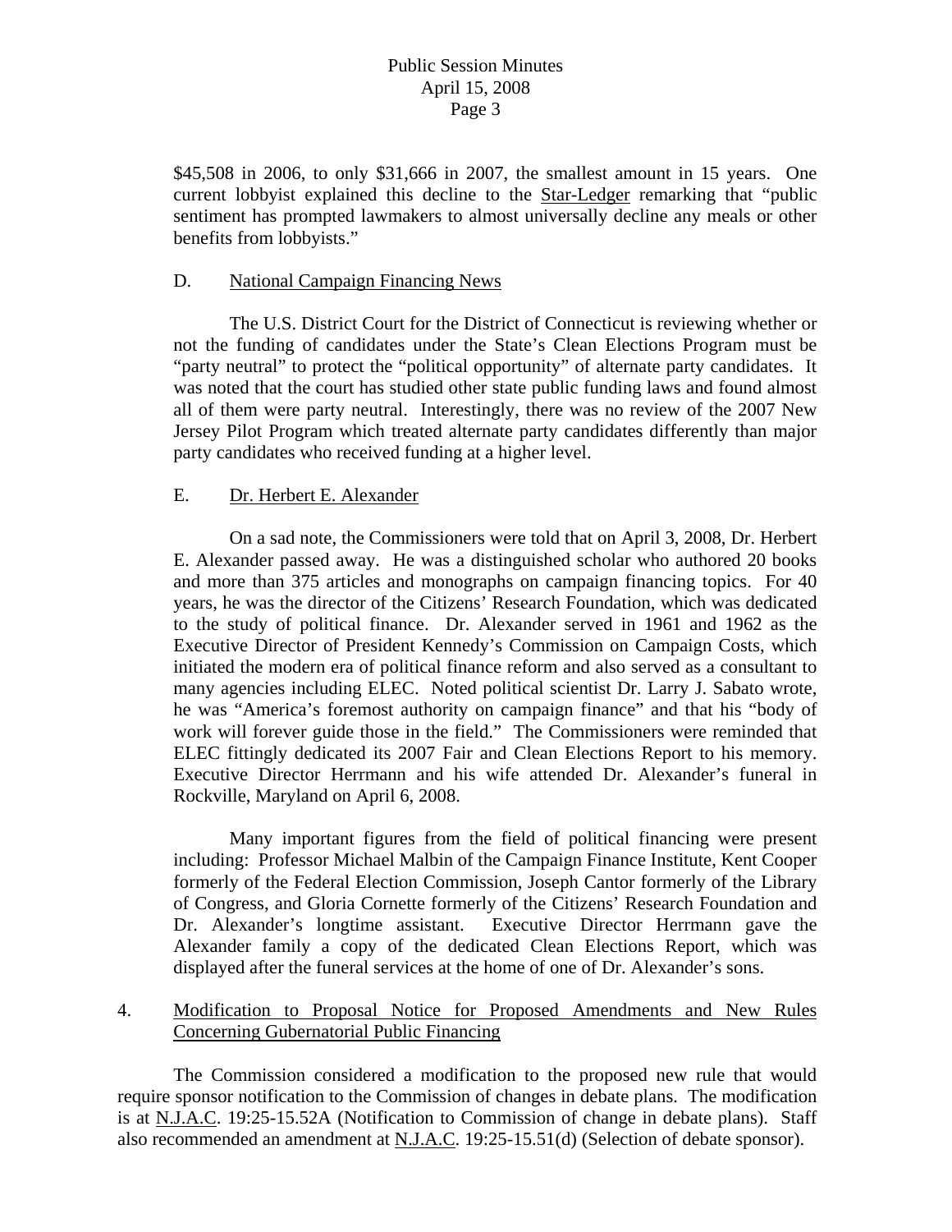$45,508 in 2006, to only $31,666 in 2007, the smallest amount in 15 years. One current lobbyist explained this decline to the Star-Ledger remarking that "public sentiment has prompted lawmakers to almost universally decline any meals or other benefits from lobbyists."

D. National Campaign Financing News

The U.S. District Court for the District of Connecticut is reviewing whether or not the funding of candidates under the State's Clean Elections Program must be "party neutral" to protect the "political opportunity" of alternate party candidates. It was noted that the court has studied other state public funding laws and found almost all of them were party neutral. Interestingly, there was no review of the 2007 New Jersey Pilot Program which treated alternate party candidates differently than major party candidates who received funding at a higher level.

E. Dr. Herbert E. Alexander

On a sad note, the Commissioners were told that on April 3, 2008, Dr. Herbert E. Alexander passed away. He was a distinguished scholar who authored 20 books and more than 375 articles and monographs on campaign financing topics. For 40 years, he was the director of the Citizens' Research Foundation, which was dedicated to the study of political finance. Dr. Alexander served in 1961 and 1962 as the Executive Director of President Kennedy's Commission on Campaign Costs, which initiated the modern era of political finance reform and also served as a consultant to many agencies including ELEC. Noted political scientist Dr. Larry J. Sabato wrote, he was "America's foremost authority on campaign finance" and that his "body of work will forever guide those in the field." The Commissioners were reminded that ELEC fittingly dedicated its 2007 Fair and Clean Elections Report to his memory. Executive Director Herrmann and his wife attended Dr. Alexander's funeral in Rockville, Maryland on April 6, 2008.

Many important figures from the field of political financing were present including: Professor Michael Malbin of the Campaign Finance Institute, Kent Cooper formerly of the Federal Election Commission, Joseph Cantor formerly of the Library of Congress, and Gloria Cornette formerly of the Citizens' Research Foundation and Dr. Alexander's longtime assistant. Executive Director Herrmann gave the Alexander family a copy of the dedicated Clean Elections Report, which was displayed after the funeral services at the home of one of Dr. Alexander's sons.

4. Modification to Proposal Notice for Proposed Amendments and New Rules Concerning Gubernatorial Public Financing

The Commission considered a modification to the proposed new rule that would require sponsor notification to the Commission of changes in debate plans. The modification is at N.J.A.C. 19:25-15.52A (Notification to Commission of change in debate plans). Staff also recommended an amendment at N.J.A.C. 19:25-15.51(d) (Selection of debate sponsor).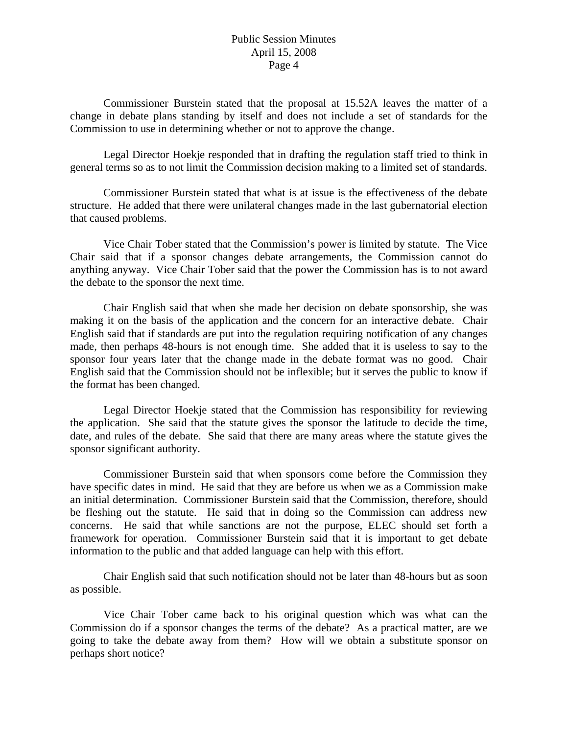Commissioner Burstein stated that the proposal at 15.52A leaves the matter of a change in debate plans standing by itself and does not include a set of standards for the Commission to use in determining whether or not to approve the change.

Legal Director Hoekje responded that in drafting the regulation staff tried to think in general terms so as to not limit the Commission decision making to a limited set of standards.

Commissioner Burstein stated that what is at issue is the effectiveness of the debate structure. He added that there were unilateral changes made in the last gubernatorial election that caused problems.

Vice Chair Tober stated that the Commission's power is limited by statute. The Vice Chair said that if a sponsor changes debate arrangements, the Commission cannot do anything anyway. Vice Chair Tober said that the power the Commission has is to not award the debate to the sponsor the next time.

Chair English said that when she made her decision on debate sponsorship, she was making it on the basis of the application and the concern for an interactive debate. Chair English said that if standards are put into the regulation requiring notification of any changes made, then perhaps 48-hours is not enough time. She added that it is useless to say to the sponsor four years later that the change made in the debate format was no good. Chair English said that the Commission should not be inflexible; but it serves the public to know if the format has been changed.

Legal Director Hoekje stated that the Commission has responsibility for reviewing the application. She said that the statute gives the sponsor the latitude to decide the time, date, and rules of the debate. She said that there are many areas where the statute gives the sponsor significant authority.

Commissioner Burstein said that when sponsors come before the Commission they have specific dates in mind. He said that they are before us when we as a Commission make an initial determination. Commissioner Burstein said that the Commission, therefore, should be fleshing out the statute. He said that in doing so the Commission can address new concerns. He said that while sanctions are not the purpose, ELEC should set forth a framework for operation. Commissioner Burstein said that it is important to get debate information to the public and that added language can help with this effort.

Chair English said that such notification should not be later than 48-hours but as soon as possible.

Vice Chair Tober came back to his original question which was what can the Commission do if a sponsor changes the terms of the debate? As a practical matter, are we going to take the debate away from them? How will we obtain a substitute sponsor on perhaps short notice?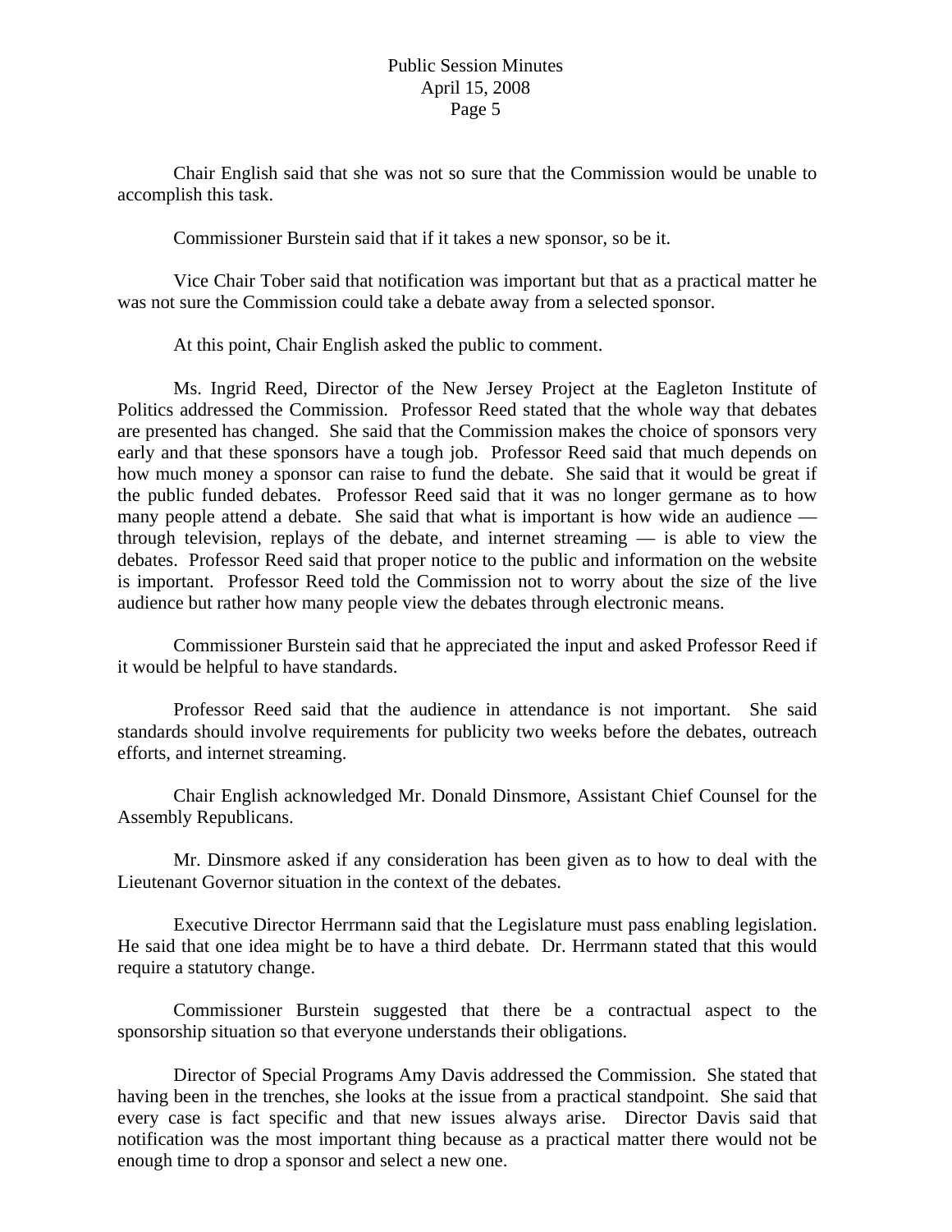Chair English said that she was not so sure that the Commission would be unable to accomplish this task.

Commissioner Burstein said that if it takes a new sponsor, so be it.

Vice Chair Tober said that notification was important but that as a practical matter he was not sure the Commission could take a debate away from a selected sponsor.

At this point, Chair English asked the public to comment.

Ms. Ingrid Reed, Director of the New Jersey Project at the Eagleton Institute of Politics addressed the Commission. Professor Reed stated that the whole way that debates are presented has changed. She said that the Commission makes the choice of sponsors very early and that these sponsors have a tough job. Professor Reed said that much depends on how much money a sponsor can raise to fund the debate. She said that it would be great if the public funded debates. Professor Reed said that it was no longer germane as to how many people attend a debate. She said that what is important is how wide an audience — through television, replays of the debate, and internet streaming — is able to view the debates. Professor Reed said that proper notice to the public and information on the website is important. Professor Reed told the Commission not to worry about the size of the live audience but rather how many people view the debates through electronic means.

Commissioner Burstein said that he appreciated the input and asked Professor Reed if it would be helpful to have standards.

Professor Reed said that the audience in attendance is not important. She said standards should involve requirements for publicity two weeks before the debates, outreach efforts, and internet streaming.

Chair English acknowledged Mr. Donald Dinsmore, Assistant Chief Counsel for the Assembly Republicans.

Mr. Dinsmore asked if any consideration has been given as to how to deal with the Lieutenant Governor situation in the context of the debates.

Executive Director Herrmann said that the Legislature must pass enabling legislation. He said that one idea might be to have a third debate. Dr. Herrmann stated that this would require a statutory change.

Commissioner Burstein suggested that there be a contractual aspect to the sponsorship situation so that everyone understands their obligations.

Director of Special Programs Amy Davis addressed the Commission. She stated that having been in the trenches, she looks at the issue from a practical standpoint. She said that every case is fact specific and that new issues always arise. Director Davis said that notification was the most important thing because as a practical matter there would not be enough time to drop a sponsor and select a new one.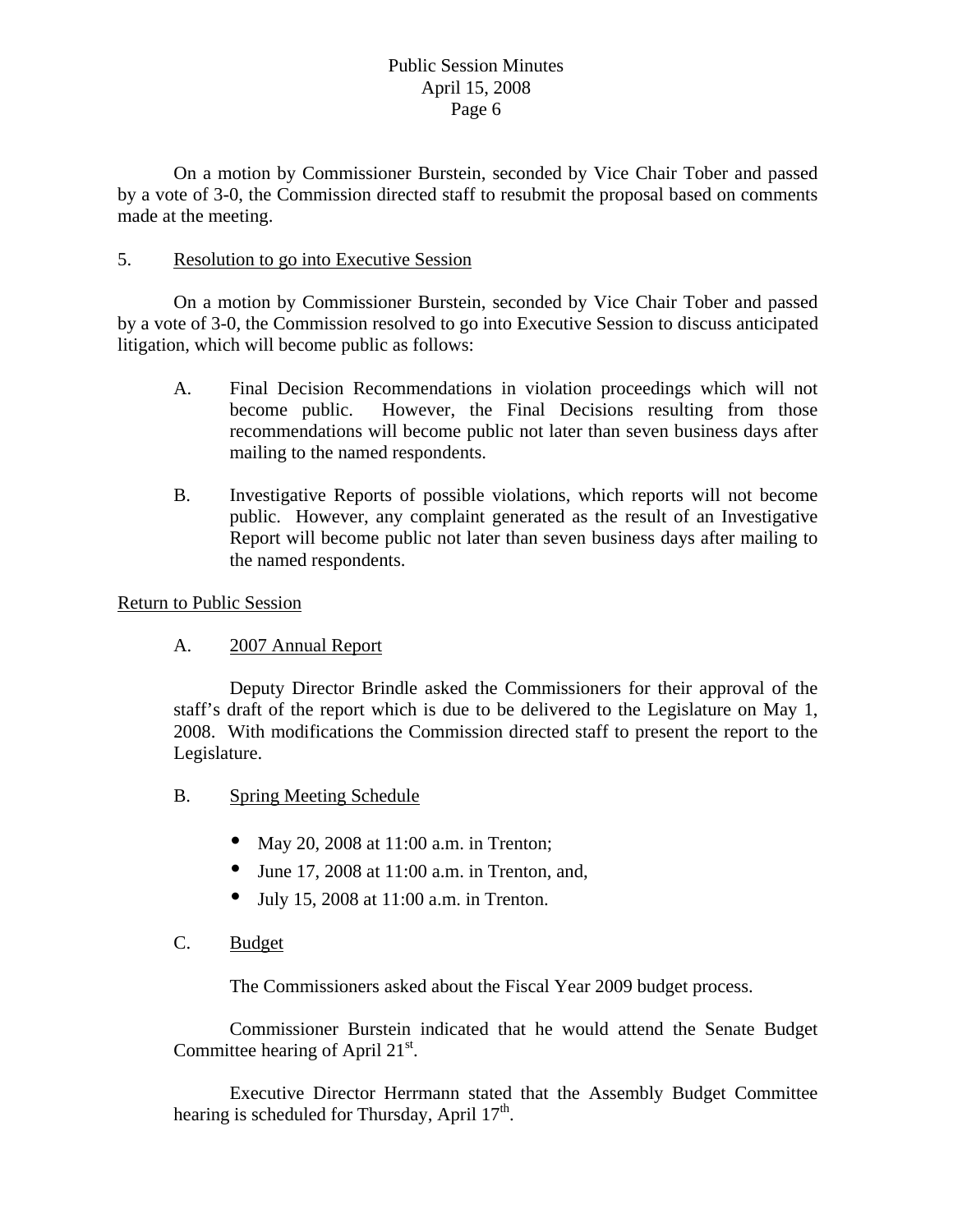On a motion by Commissioner Burstein, seconded by Vice Chair Tober and passed by a vote of 3-0, the Commission directed staff to resubmit the proposal based on comments made at the meeting.

5. <u>Resolution to go into Executive Session</u>

On a motion by Commissioner Burstein, seconded by Vice Chair Tober and passed by a vote of 3-0, the Commission resolved to go into Executive Session to discuss anticipated litigation, which will become public as follows:

A. Final Decision Recommendations in violation proceedings which will not become public. However, the Final Decisions resulting from those recommendations will become public not later than seven business days after mailing to the named respondents.

B. Investigative Reports of possible violations, which reports will not become public. However, any complaint generated as the result of an Investigative Report will become public not later than seven business days after mailing to the named respondents.

<u>Return to Public Session</u>

A. <u>2007 Annual Report</u>

Deputy Director Brindle asked the Commissioners for their approval of the staff's draft of the report which is due to be delivered to the Legislature on May 1, 2008. With modifications the Commission directed staff to present the report to the Legislature.

B. <u>Spring Meeting Schedule</u>

- May 20, 2008 at 11:00 a.m. in Trenton;
- June 17, 2008 at 11:00 a.m. in Trenton, and,
- July 15, 2008 at 11:00 a.m. in Trenton.

C. <u>Budget</u>

The Commissioners asked about the Fiscal Year 2009 budget process.

Commissioner Burstein indicated that he would attend the Senate Budget Committee hearing of April 21st.

Executive Director Herrmann stated that the Assembly Budget Committee hearing is scheduled for Thursday, April 17th.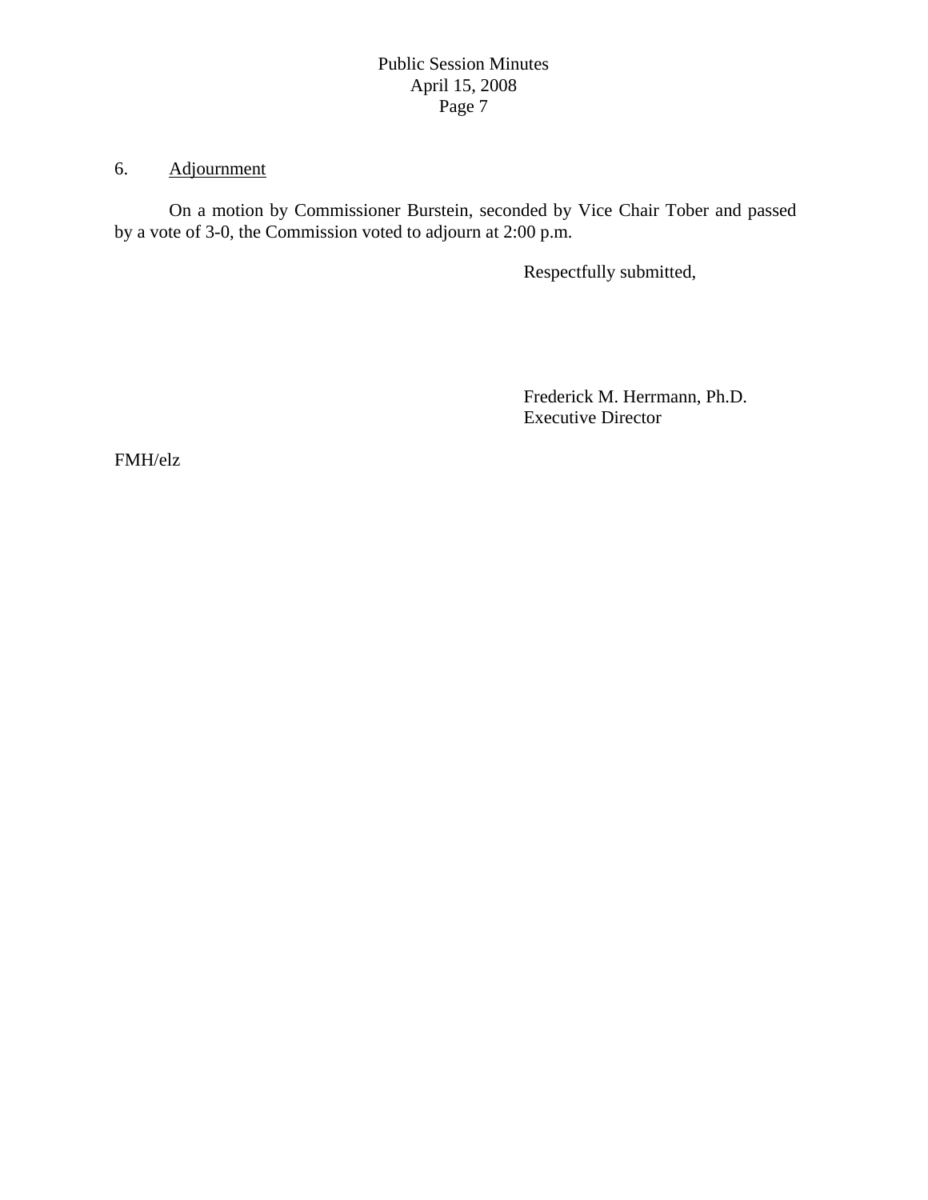6. <u>Adjournment</u>

On a motion by Commissioner Burstein, seconded by Vice Chair Tober and passed by a vote of 3-0, the Commission voted to adjourn at 2:00 p.m.

Respectfully submitted,

Frederick M. Herrmann, Ph.D.
Executive Director

FMH/elz